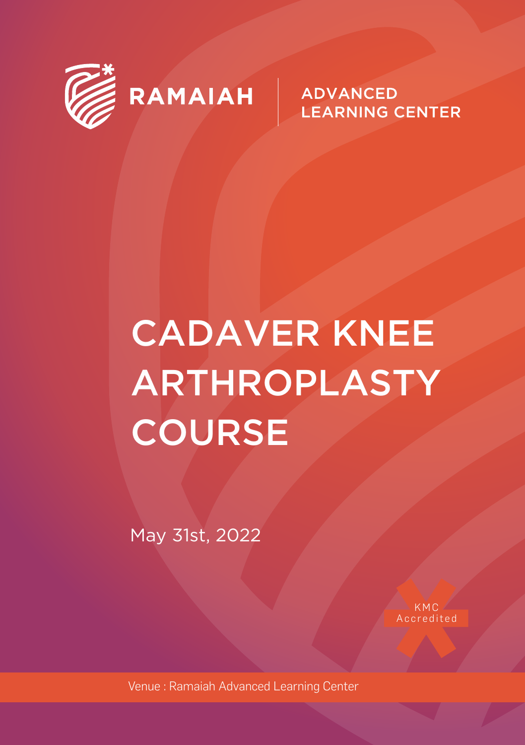RAMAIAH | ADVANCED LEARNING CENTER

# CADAVER KNEE ARTHROPLASTY COURSE

May 31st, 2022

KMC Accredited

Venue : Ramaiah Advanced Learning Center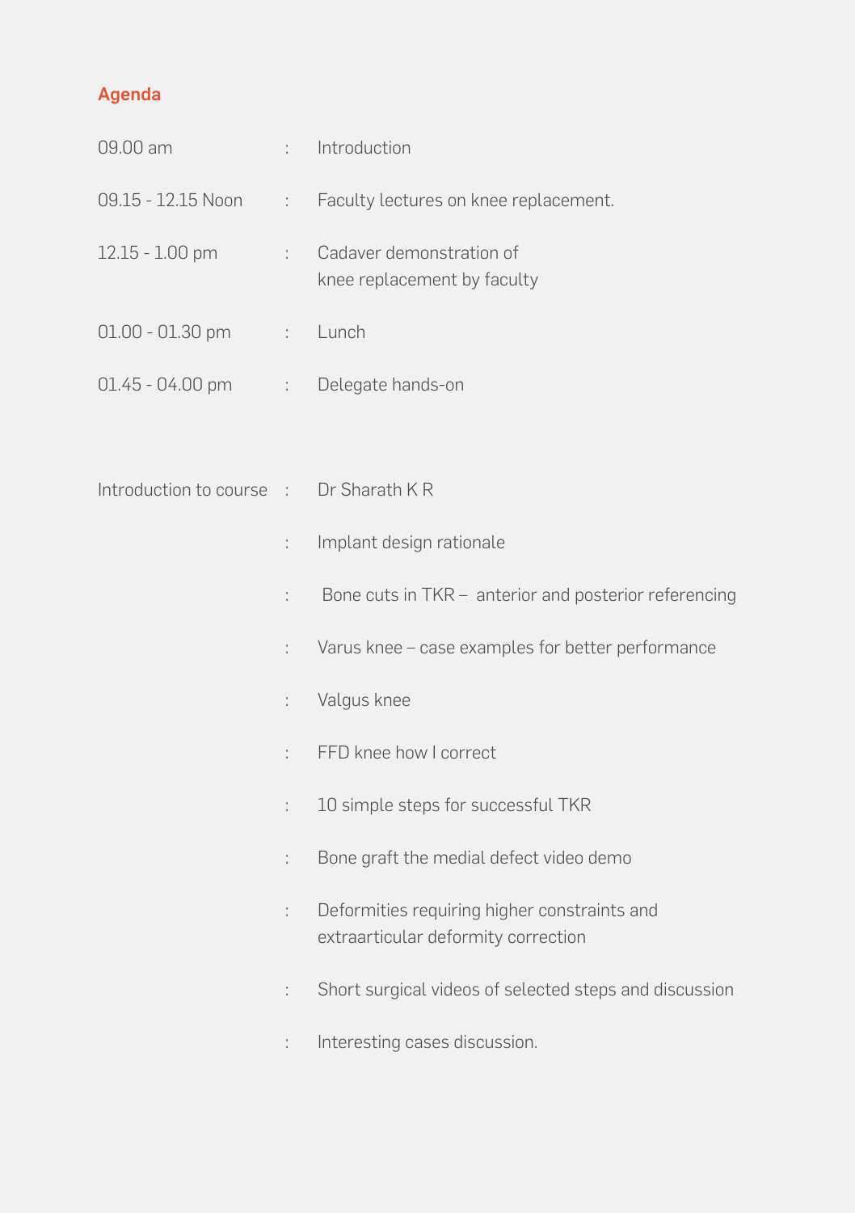## Agenda

| | | |
|---|---|---|
| 09.00 am | : | Introduction |
| 09.15 - 12.15 Noon | : | Faculty lectures on knee replacement. |
| 12.15 - 1.00 pm | : | Cadaver demonstration of knee replacement by faculty |
| 01.00 - 01.30 pm | : | Lunch |
| 01.45 - 04.00 pm | : | Delegate hands-on |

| | | |
|---|---|---|
| Introduction to course | : | Dr Sharath K R |
| | : | Implant design rationale |
| | : | Bone cuts in TKR – anterior and posterior referencing |
| | : | Varus knee – case examples for better performance |
| | : | Valgus knee |
| | : | FFD knee how I correct |
| | : | 10 simple steps for successful TKR |
| | : | Bone graft the medial defect video demo |
| | : | Deformities requiring higher constraints and extraarticular deformity correction |
| | : | Short surgical videos of selected steps and discussion |
| | : | Interesting cases discussion. |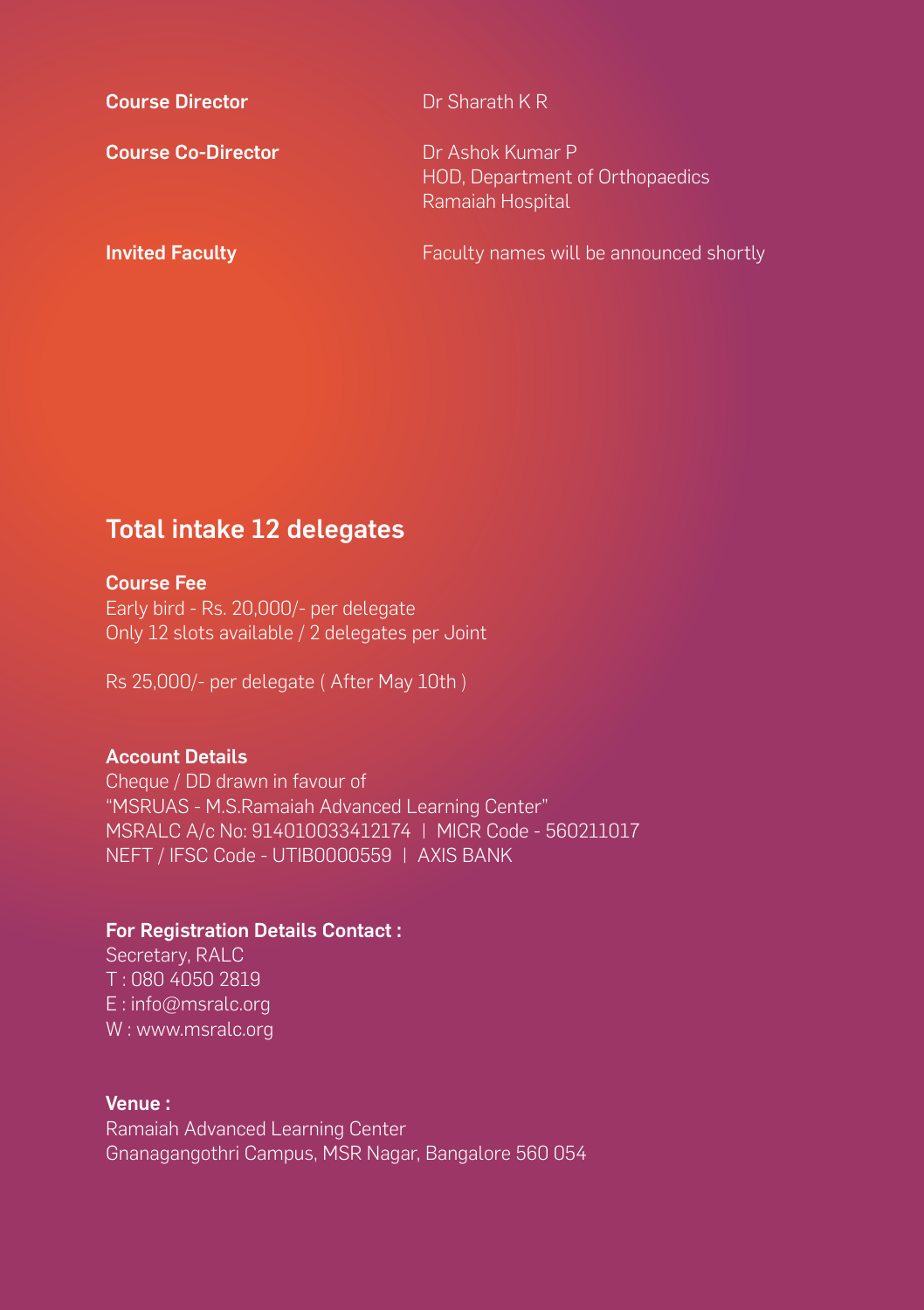**Course Director** Dr Sharath K R

**Course Co-Director** Dr Ashok Kumar P  
HOD, Department of Orthopaedics  
Ramaiah Hospital

**Invited Faculty** Faculty names will be announced shortly

## Total intake 12 delegates

**Course Fee**  
Early bird - Rs. 20,000/- per delegate  
Only 12 slots available / 2 delegates per Joint

Rs 25,000/- per delegate ( After May 10th )

**Account Details**  
Cheque / DD drawn in favour of  
"MSRUAS - M.S.Ramaiah Advanced Learning Center"  
MSRALC A/c No: 914010033412174 | MICR Code - 560211017  
NEFT / IFSC Code - UTIB0000559 | AXIS BANK

**For Registration Details Contact :**  
Secretary, RALC  
T : 080 4050 2819  
E : info@msralc.org  
W : www.msralc.org

**Venue :**  
Ramaiah Advanced Learning Center  
Gnanagangothri Campus, MSR Nagar, Bangalore 560 054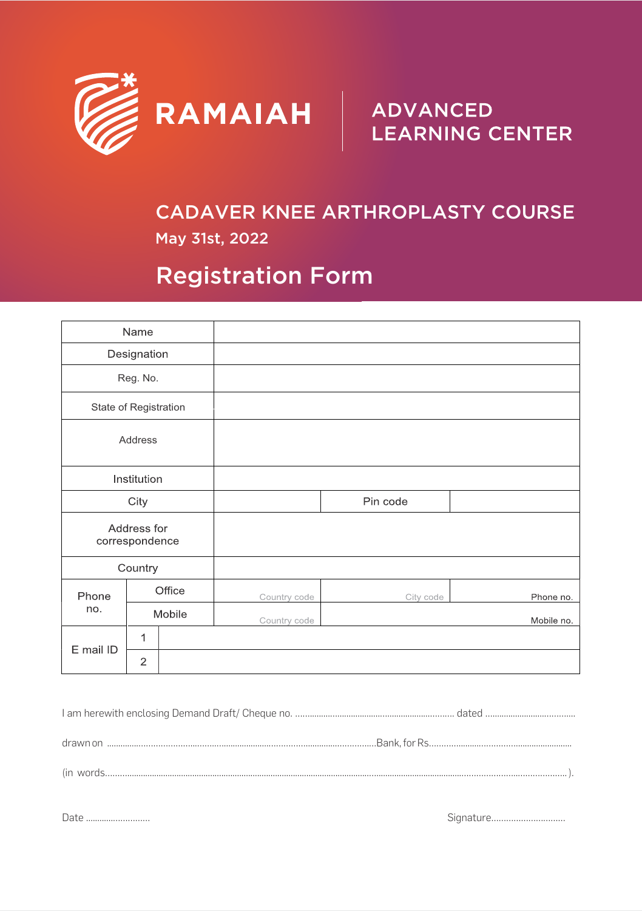RAMAIAH

ADVANCED LEARNING CENTER

# CADAVER KNEE ARTHROPLASTY COURSE

May 31st, 2022

## Registration Form

| | | | | |
|---|---|---|---|---|
| Name | | | | |
| Designation | | | | |
| Reg. No. | | | | |
| State of Registration | | | | |
| Address | | | | |
| Institution | | | | |
| City | | | Pin code | |
| Address for correspondence | | | | |
| Country | | | | |
| Phone no. | Office | Country code | City code | Phone no. |
| | Mobile | Country code | | Mobile no. |
| E mail ID | 1 | | | |
| | 2 | | | |

I am herewith enclosing Demand Draft/ Cheque no. ........................................................................ dated ........................................

drawn on ...................................................................................................................Bank, for Rs..............................................................

(in words...........................................................................................................................................................................................).

Date ...........................

Signature..............................